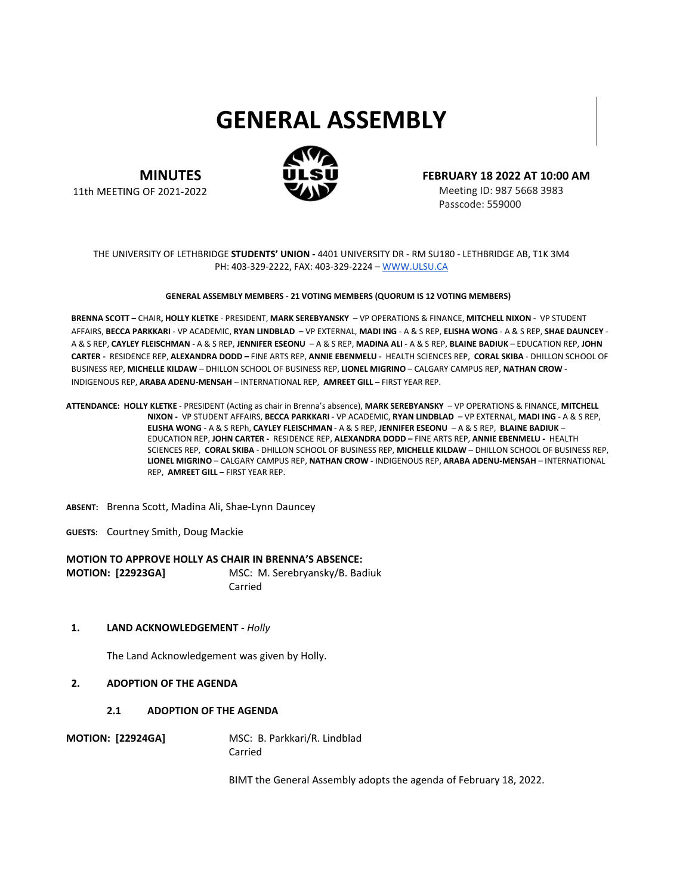# GENERAL ASSEMBLY

**MINUTES**
11th MEETING OF 2021-2022

**FEBRUARY 18 2022 AT 10:00 AM**
Meeting ID: 987 5668 3983
Passcode: 559000

THE UNIVERSITY OF LETHBRIDGE **STUDENTS' UNION -** 4401 UNIVERSITY DR - RM SU180 - LETHBRIDGE AB, T1K 3M4
PH: 403-329-2222, FAX: 403-329-2224 – WWW.ULSU.CA

**GENERAL ASSEMBLY MEMBERS - 21 VOTING MEMBERS (QUORUM IS 12 VOTING MEMBERS)**

**BRENNA SCOTT –** CHAIR**, HOLLY KLETKE** - PRESIDENT, **MARK SEREBYANSKY** – VP OPERATIONS & FINANCE, **MITCHELL NIXON -** VP STUDENT AFFAIRS, **BECCA PARKKARI** - VP ACADEMIC, **RYAN LINDBLAD** – VP EXTERNAL, **MADI ING** - A & S REP, **ELISHA WONG** - A & S REP, **SHAE DAUNCEY** - A & S REP, **CAYLEY FLEISCHMAN** - A & S REP, **JENNIFER ESEONU** – A & S REP, **MADINA ALI** - A & S REP, **BLAINE BADIUK** – EDUCATION REP, **JOHN CARTER -** RESIDENCE REP, **ALEXANDRA DODD –** FINE ARTS REP, **ANNIE EBENMELU -** HEALTH SCIENCES REP, **CORAL SKIBA** - DHILLON SCHOOL OF BUSINESS REP, **MICHELLE KILDAW** – DHILLON SCHOOL OF BUSINESS REP, **LIONEL MIGRINO** – CALGARY CAMPUS REP, **NATHAN CROW** - INDIGENOUS REP, **ARABA ADENU-MENSAH** – INTERNATIONAL REP, **AMREET GILL –** FIRST YEAR REP.

**ATTENDANCE: HOLLY KLETKE** - PRESIDENT (Acting as chair in Brenna's absence), **MARK SEREBYANSKY** – VP OPERATIONS & FINANCE, **MITCHELL NIXON -** VP STUDENT AFFAIRS, **BECCA PARKKARI** - VP ACADEMIC, **RYAN LINDBLAD** – VP EXTERNAL, **MADI ING** - A & S REP, **ELISHA WONG** - A & S REPh, **CAYLEY FLEISCHMAN** - A & S REP, **JENNIFER ESEONU** – A & S REP, **BLAINE BADIUK** – EDUCATION REP, **JOHN CARTER -** RESIDENCE REP, **ALEXANDRA DODD –** FINE ARTS REP, **ANNIE EBENMELU -** HEALTH SCIENCES REP, **CORAL SKIBA** - DHILLON SCHOOL OF BUSINESS REP, **MICHELLE KILDAW** – DHILLON SCHOOL OF BUSINESS REP, **LIONEL MIGRINO** – CALGARY CAMPUS REP, **NATHAN CROW** - INDIGENOUS REP, **ARABA ADENU-MENSAH** – INTERNATIONAL REP, **AMREET GILL –** FIRST YEAR REP.

**ABSENT:** Brenna Scott, Madina Ali, Shae-Lynn Dauncey

**GUESTS:** Courtney Smith, Doug Mackie

**MOTION TO APPROVE HOLLY AS CHAIR IN BRENNA'S ABSENCE:**
**MOTION: [22923GA]** MSC: M. Serebryansky/B. Badiuk
Carried

## 1. LAND ACKNOWLEDGEMENT - *Holly*

The Land Acknowledgement was given by Holly.

## 2. ADOPTION OF THE AGENDA

### 2.1 ADOPTION OF THE AGENDA

**MOTION: [22924GA]** MSC: B. Parkkari/R. Lindblad
Carried

BIMT the General Assembly adopts the agenda of February 18, 2022.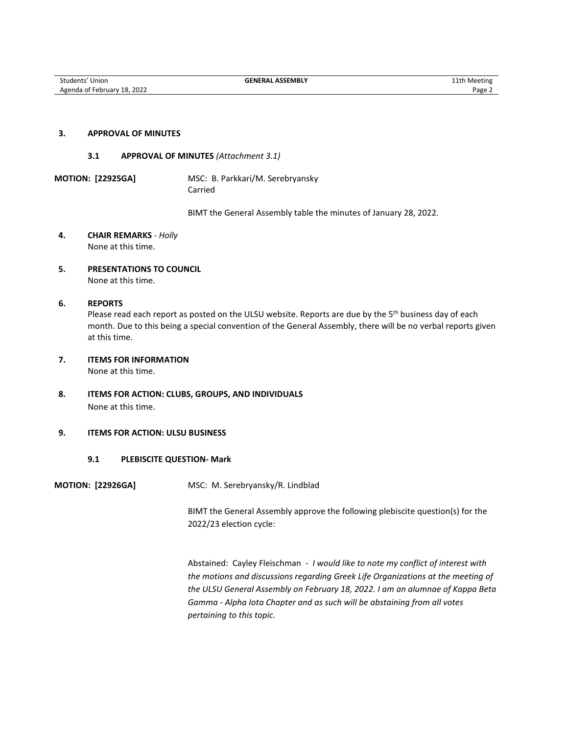## 3. APPROVAL OF MINUTES

### 3.1 APPROVAL OF MINUTES *(Attachment 3.1)*

**MOTION: [22925GA]** MSC: B. Parkkari/M. Serebryansky
Carried

BIMT the General Assembly table the minutes of January 28, 2022.

## 4. CHAIR REMARKS - *Holly*

None at this time.

## 5. PRESENTATIONS TO COUNCIL

None at this time.

## 6. REPORTS

Please read each report as posted on the ULSU website. Reports are due by the 5th business day of each month. Due to this being a special convention of the General Assembly, there will be no verbal reports given at this time.

## 7. ITEMS FOR INFORMATION

None at this time.

## 8. ITEMS FOR ACTION: CLUBS, GROUPS, AND INDIVIDUALS

None at this time.

## 9. ITEMS FOR ACTION: ULSU BUSINESS

### 9.1 PLEBISCITE QUESTION- Mark

**MOTION: [22926GA]** MSC: M. Serebryansky/R. Lindblad

BIMT the General Assembly approve the following plebiscite question(s) for the 2022/23 election cycle:

Abstained: Cayley Fleischman - *I would like to note my conflict of interest with the motions and discussions regarding Greek Life Organizations at the meeting of the ULSU General Assembly on February 18, 2022. I am an alumnae of Kappa Beta Gamma - Alpha Iota Chapter and as such will be abstaining from all votes pertaining to this topic.*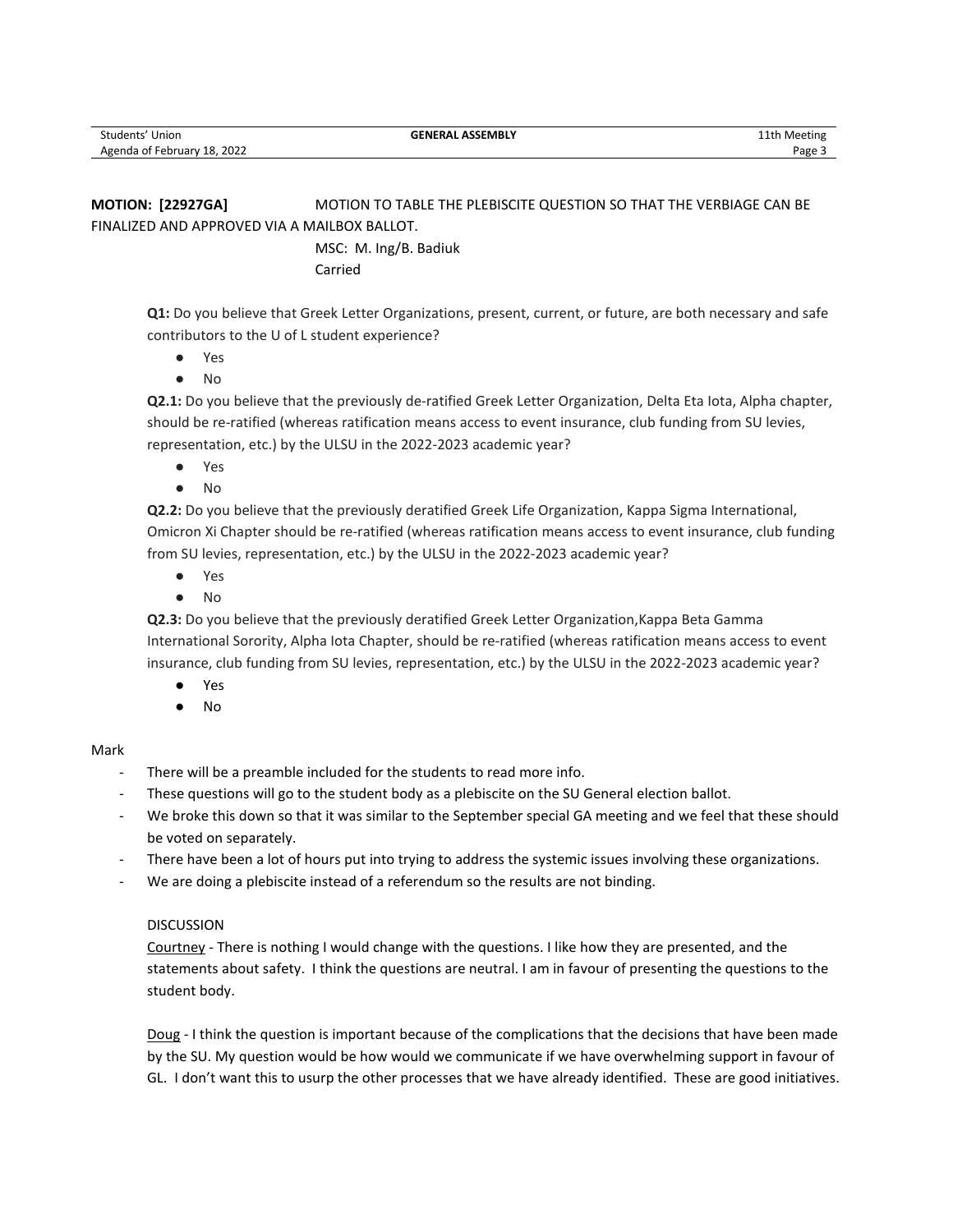**MOTION: [22927GA]** MOTION TO TABLE THE PLEBISCITE QUESTION SO THAT THE VERBIAGE CAN BE FINALIZED AND APPROVED VIA A MAILBOX BALLOT.

MSC: M. Ing/B. Badiuk
Carried

**Q1:** Do you believe that Greek Letter Organizations, present, current, or future, are both necessary and safe contributors to the U of L student experience?

- Yes
- No

**Q2.1:** Do you believe that the previously de-ratified Greek Letter Organization, Delta Eta Iota, Alpha chapter, should be re-ratified (whereas ratification means access to event insurance, club funding from SU levies, representation, etc.) by the ULSU in the 2022-2023 academic year?

- Yes
- No

**Q2.2:** Do you believe that the previously deratified Greek Life Organization, Kappa Sigma International, Omicron Xi Chapter should be re-ratified (whereas ratification means access to event insurance, club funding from SU levies, representation, etc.) by the ULSU in the 2022-2023 academic year?

- Yes
- No

**Q2.3:** Do you believe that the previously deratified Greek Letter Organization,Kappa Beta Gamma International Sorority, Alpha Iota Chapter, should be re-ratified (whereas ratification means access to event insurance, club funding from SU levies, representation, etc.) by the ULSU in the 2022-2023 academic year?

- Yes
- No

Mark

- There will be a preamble included for the students to read more info.
- These questions will go to the student body as a plebiscite on the SU General election ballot.
- We broke this down so that it was similar to the September special GA meeting and we feel that these should be voted on separately.
- There have been a lot of hours put into trying to address the systemic issues involving these organizations.
- We are doing a plebiscite instead of a referendum so the results are not binding.

DISCUSSION

Courtney - There is nothing I would change with the questions. I like how they are presented, and the statements about safety. I think the questions are neutral. I am in favour of presenting the questions to the student body.

Doug - I think the question is important because of the complications that the decisions that have been made by the SU. My question would be how would we communicate if we have overwhelming support in favour of GL. I don't want this to usurp the other processes that we have already identified. These are good initiatives.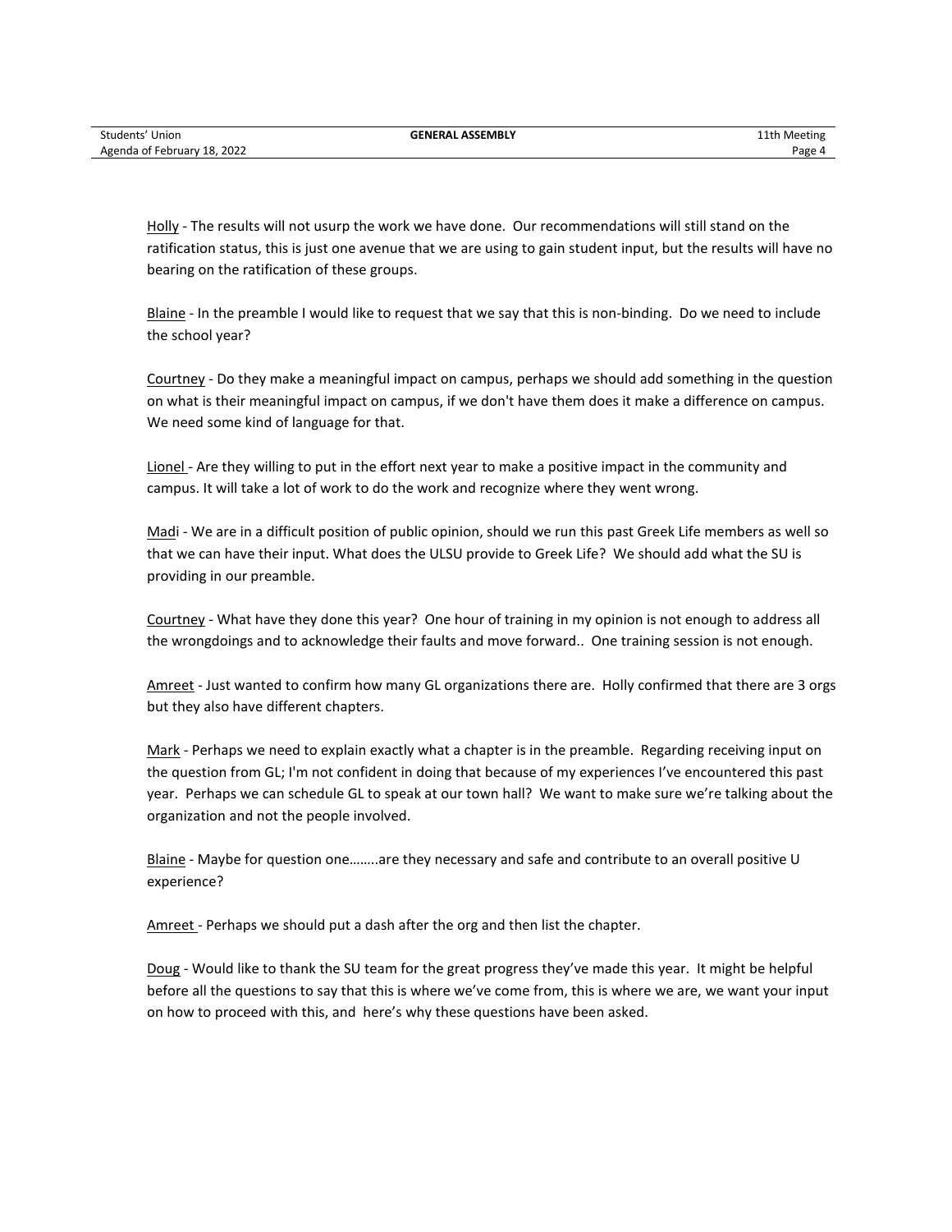Holly - The results will not usurp the work we have done. Our recommendations will still stand on the ratification status, this is just one avenue that we are using to gain student input, but the results will have no bearing on the ratification of these groups.

Blaine - In the preamble I would like to request that we say that this is non-binding. Do we need to include the school year?

Courtney - Do they make a meaningful impact on campus, perhaps we should add something in the question on what is their meaningful impact on campus, if we don't have them does it make a difference on campus. We need some kind of language for that.

Lionel - Are they willing to put in the effort next year to make a positive impact in the community and campus. It will take a lot of work to do the work and recognize where they went wrong.

Madi - We are in a difficult position of public opinion, should we run this past Greek Life members as well so that we can have their input. What does the ULSU provide to Greek Life? We should add what the SU is providing in our preamble.

Courtney - What have they done this year? One hour of training in my opinion is not enough to address all the wrongdoings and to acknowledge their faults and move forward.. One training session is not enough.

Amreet - Just wanted to confirm how many GL organizations there are. Holly confirmed that there are 3 orgs but they also have different chapters.

Mark - Perhaps we need to explain exactly what a chapter is in the preamble. Regarding receiving input on the question from GL; I'm not confident in doing that because of my experiences I've encountered this past year. Perhaps we can schedule GL to speak at our town hall? We want to make sure we're talking about the organization and not the people involved.

Blaine - Maybe for question one……..are they necessary and safe and contribute to an overall positive U experience?

Amreet - Perhaps we should put a dash after the org and then list the chapter.

Doug - Would like to thank the SU team for the great progress they've made this year. It might be helpful before all the questions to say that this is where we've come from, this is where we are, we want your input on how to proceed with this, and here's why these questions have been asked.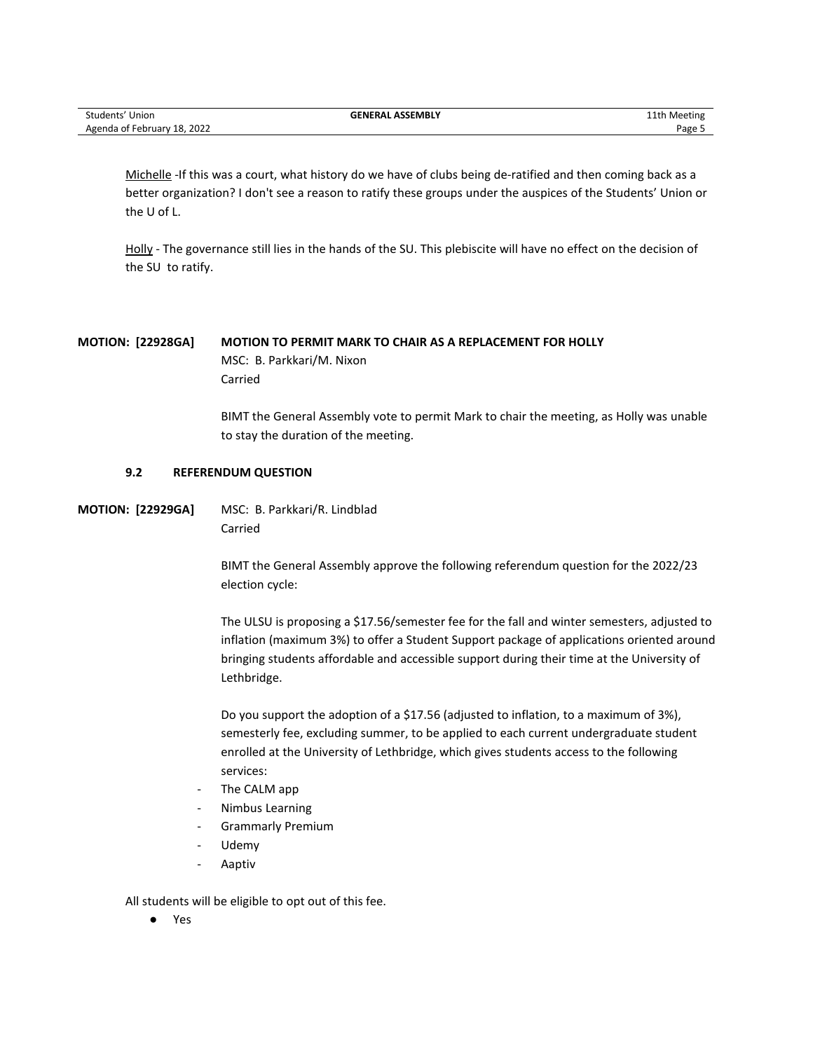<u>Michelle</u> -If this was a court, what history do we have of clubs being de-ratified and then coming back as a better organization? I don't see a reason to ratify these groups under the auspices of the Students' Union or the U of L.

<u>Holly</u> - The governance still lies in the hands of the SU. This plebiscite will have no effect on the decision of the SU to ratify.

**MOTION: [22928GA]** **MOTION TO PERMIT MARK TO CHAIR AS A REPLACEMENT FOR HOLLY**

MSC: B. Parkkari/M. Nixon

Carried

BIMT the General Assembly vote to permit Mark to chair the meeting, as Holly was unable to stay the duration of the meeting.

### 9.2 REFERENDUM QUESTION

**MOTION: [22929GA]** MSC: B. Parkkari/R. Lindblad

Carried

BIMT the General Assembly approve the following referendum question for the 2022/23 election cycle:

The ULSU is proposing a $17.56/semester fee for the fall and winter semesters, adjusted to inflation (maximum 3%) to offer a Student Support package of applications oriented around bringing students affordable and accessible support during their time at the University of Lethbridge.

Do you support the adoption of a $17.56 (adjusted to inflation, to a maximum of 3%), semesterly fee, excluding summer, to be applied to each current undergraduate student enrolled at the University of Lethbridge, which gives students access to the following services:

- The CALM app
- Nimbus Learning
- Grammarly Premium
- Udemy
- Aaptiv

All students will be eligible to opt out of this fee.

- Yes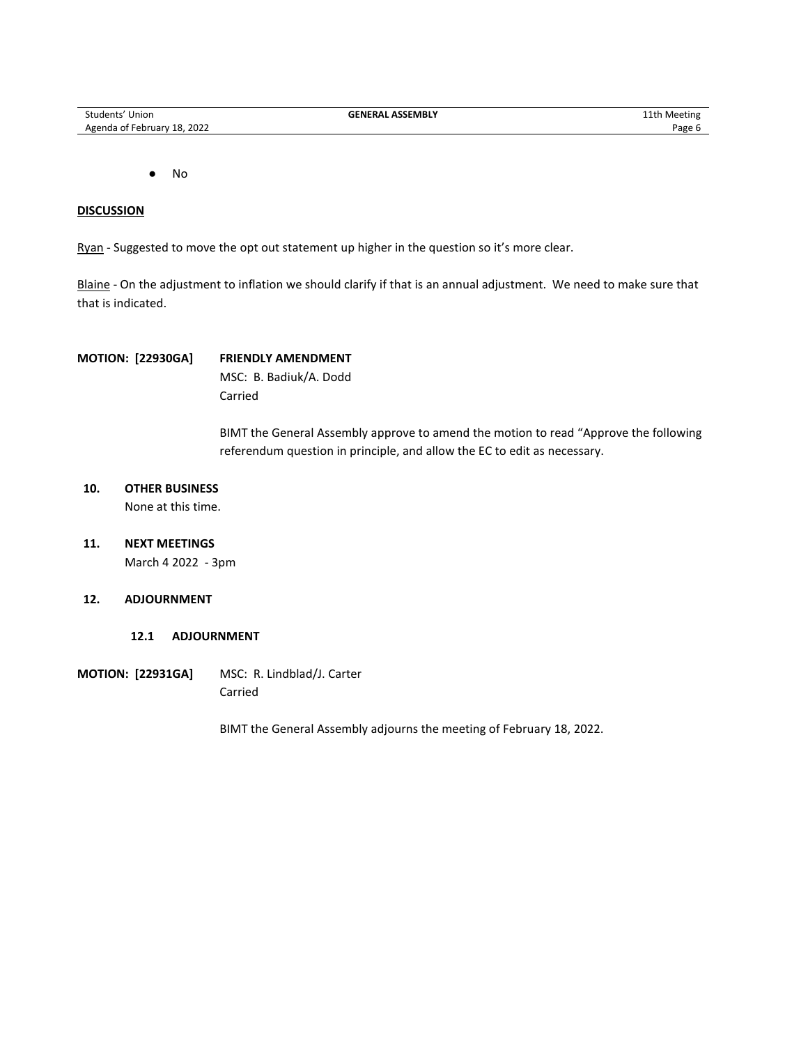- No

**DISCUSSION**

Ryan - Suggested to move the opt out statement up higher in the question so it's more clear.

Blaine - On the adjustment to inflation we should clarify if that is an annual adjustment. We need to make sure that that is indicated.

**MOTION: [22930GA]** **FRIENDLY AMENDMENT**
MSC: B. Badiuk/A. Dodd
Carried

BIMT the General Assembly approve to amend the motion to read "Approve the following referendum question in principle, and allow the EC to edit as necessary.

## 10. OTHER BUSINESS

None at this time.

## 11. NEXT MEETINGS

March 4 2022 - 3pm

## 12. ADJOURNMENT

### 12.1 ADJOURNMENT

**MOTION: [22931GA]** MSC: R. Lindblad/J. Carter
Carried

BIMT the General Assembly adjourns the meeting of February 18, 2022.